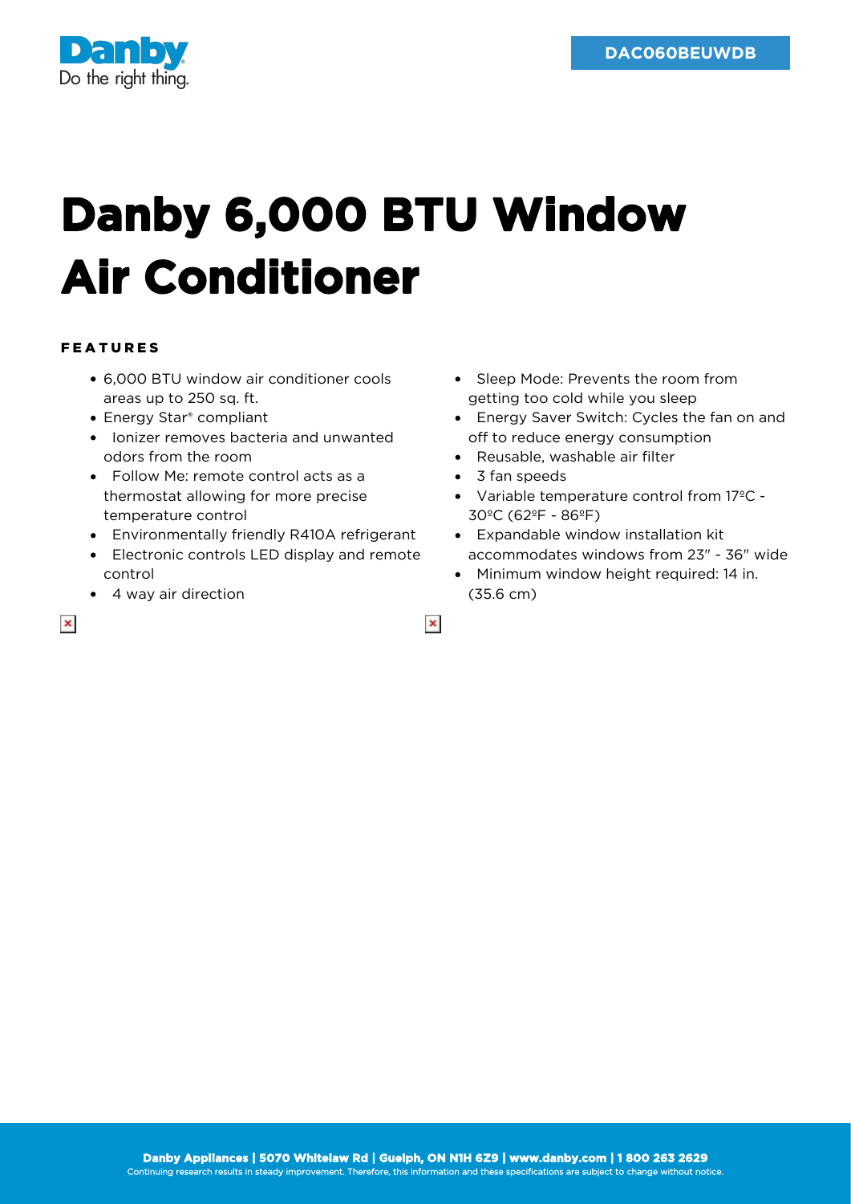Danby
Do the right thing.

**DAC060BEUWDB**

# Danby 6,000 BTU Window Air Conditioner

## FEATURES

- 6,000 BTU window air conditioner cools areas up to 250 sq. ft.
- Energy Star® compliant
- Ionizer removes bacteria and unwanted odors from the room
- Follow Me: remote control acts as a thermostat allowing for more precise temperature control
- Environmentally friendly R410A refrigerant
- Electronic controls LED display and remote control
- 4 way air direction
- Sleep Mode: Prevents the room from getting too cold while you sleep
- Energy Saver Switch: Cycles the fan on and off to reduce energy consumption
- Reusable, washable air filter
- 3 fan speeds
- Variable temperature control from 17ºC - 30ºC (62ºF - 86ºF)
- Expandable window installation kit accommodates windows from 23" - 36" wide
- Minimum window height required: 14 in. (35.6 cm)

**Danby Appliances | 5070 Whitelaw Rd | Guelph, ON N1H 6Z9 | www.danby.com | 1 800 263 2629**
Continuing research results in steady improvement. Therefore, this information and these specifications are subject to change without notice.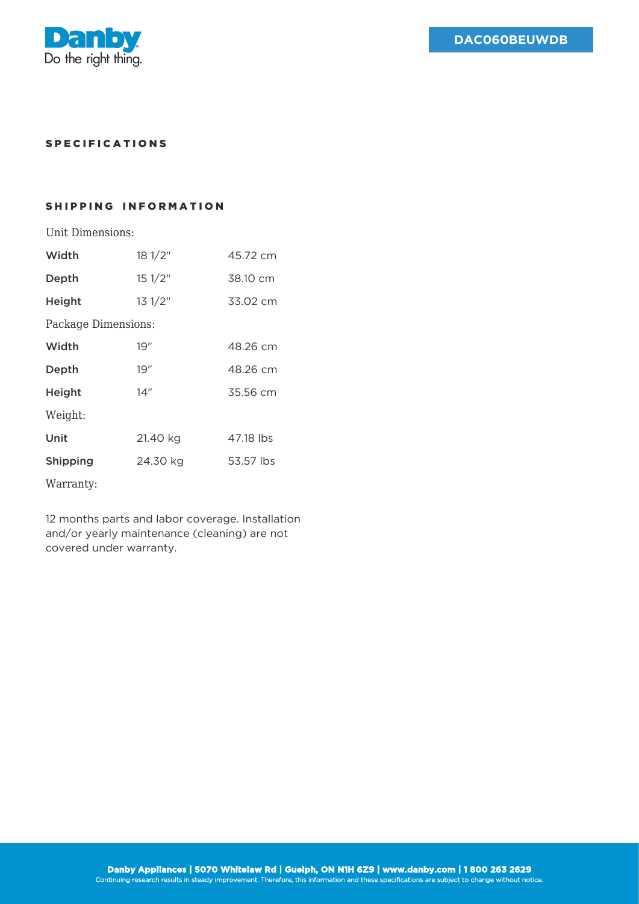Danby
Do the right thing.

DAC060BEUWDB

## SPECIFICATIONS

### SHIPPING INFORMATION

Unit Dimensions:

| | | |
|---|---|---|
| **Width** | 18 1/2" | 45.72 cm |
| **Depth** | 15 1/2" | 38.10 cm |
| **Height** | 13 1/2" | 33.02 cm |

Package Dimensions:

| | | |
|---|---|---|
| **Width** | 19" | 48.26 cm |
| **Depth** | 19" | 48.26 cm |
| **Height** | 14" | 35.56 cm |

Weight:

| | | |
|---|---|---|
| **Unit** | 21.40 kg | 47.18 lbs |
| **Shipping** | 24.30 kg | 53.57 lbs |

Warranty:

12 months parts and labor coverage. Installation and/or yearly maintenance (cleaning) are not covered under warranty.

**Danby Appliances | 5070 Whitelaw Rd | Guelph, ON N1H 6Z9 | www.danby.com | 1 800 263 2629**
Continuing research results in steady improvement. Therefore, this information and these specifications are subject to change without notice.